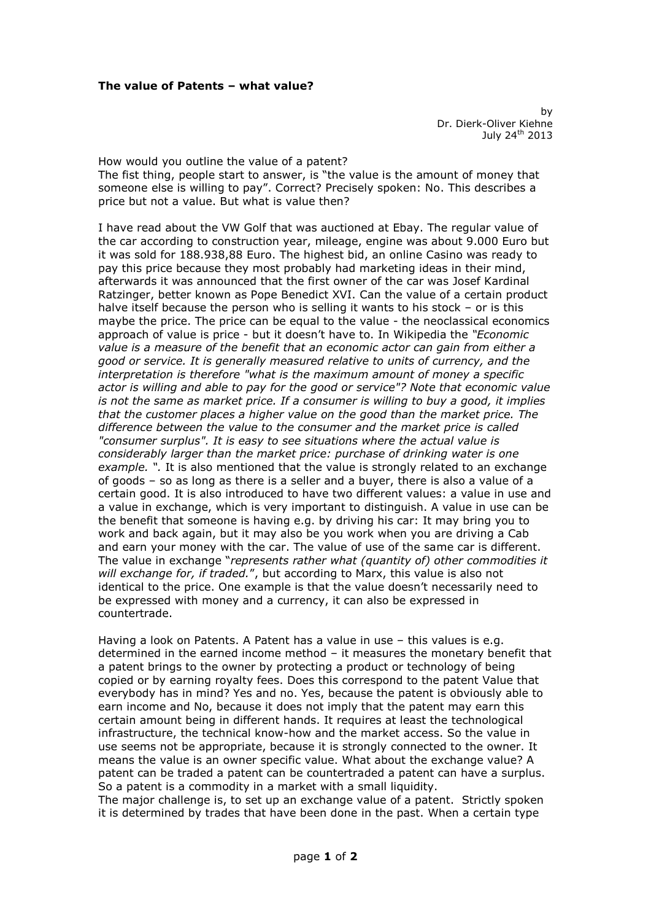**The value of Patents – what value?**

by
Dr. Dierk-Oliver Kiehne
July 24th 2013

How would you outline the value of a patent?
The fist thing, people start to answer, is "the value is the amount of money that someone else is willing to pay". Correct? Precisely spoken: No. This describes a price but not a value. But what is value then?

I have read about the VW Golf that was auctioned at Ebay. The regular value of the car according to construction year, mileage, engine was about 9.000 Euro but it was sold for 188.938,88 Euro. The highest bid, an online Casino was ready to pay this price because they most probably had marketing ideas in their mind, afterwards it was announced that the first owner of the car was Josef Kardinal Ratzinger, better known as Pope Benedict XVI. Can the value of a certain product halve itself because the person who is selling it wants to his stock – or is this maybe the price. The price can be equal to the value - the neoclassical economics approach of value is price - but it doesn't have to. In Wikipedia the *"Economic value is a measure of the benefit that an economic actor can gain from either a good or service. It is generally measured relative to units of currency, and the interpretation is therefore "what is the maximum amount of money a specific actor is willing and able to pay for the good or service"? Note that economic value is not the same as market price. If a consumer is willing to buy a good, it implies that the customer places a higher value on the good than the market price. The difference between the value to the consumer and the market price is called "consumer surplus". It is easy to see situations where the actual value is considerably larger than the market price: purchase of drinking water is one example. "*. It is also mentioned that the value is strongly related to an exchange of goods – so as long as there is a seller and a buyer, there is also a value of a certain good. It is also introduced to have two different values: a value in use and a value in exchange, which is very important to distinguish. A value in use can be the benefit that someone is having e.g. by driving his car: It may bring you to work and back again, but it may also be you work when you are driving a Cab and earn your money with the car. The value of use of the same car is different. The value in exchange "*represents rather what (quantity of) other commodities it will exchange for, if traded.*", but according to Marx, this value is also not identical to the price. One example is that the value doesn't necessarily need to be expressed with money and a currency, it can also be expressed in countertrade.

Having a look on Patents. A Patent has a value in use – this values is e.g. determined in the earned income method – it measures the monetary benefit that a patent brings to the owner by protecting a product or technology of being copied or by earning royalty fees. Does this correspond to the patent Value that everybody has in mind? Yes and no. Yes, because the patent is obviously able to earn income and No, because it does not imply that the patent may earn this certain amount being in different hands. It requires at least the technological infrastructure, the technical know-how and the market access. So the value in use seems not be appropriate, because it is strongly connected to the owner. It means the value is an owner specific value. What about the exchange value? A patent can be traded a patent can be countertraded a patent can have a surplus. So a patent is a commodity in a market with a small liquidity.
The major challenge is, to set up an exchange value of a patent. Strictly spoken it is determined by trades that have been done in the past. When a certain type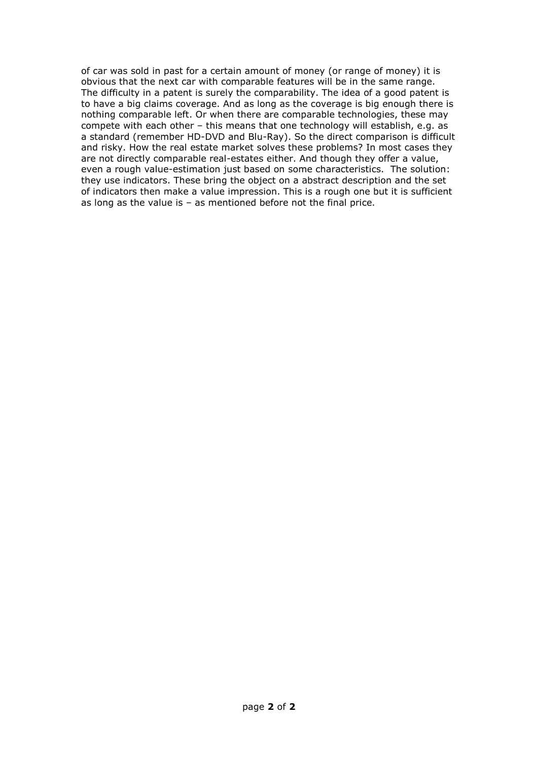of car was sold in past for a certain amount of money (or range of money) it is obvious that the next car with comparable features will be in the same range. The difficulty in a patent is surely the comparability. The idea of a good patent is to have a big claims coverage. And as long as the coverage is big enough there is nothing comparable left. Or when there are comparable technologies, these may compete with each other – this means that one technology will establish, e.g. as a standard (remember HD-DVD and Blu-Ray). So the direct comparison is difficult and risky. How the real estate market solves these problems? In most cases they are not directly comparable real-estates either. And though they offer a value, even a rough value-estimation just based on some characteristics. The solution: they use indicators. These bring the object on a abstract description and the set of indicators then make a value impression. This is a rough one but it is sufficient as long as the value is – as mentioned before not the final price.